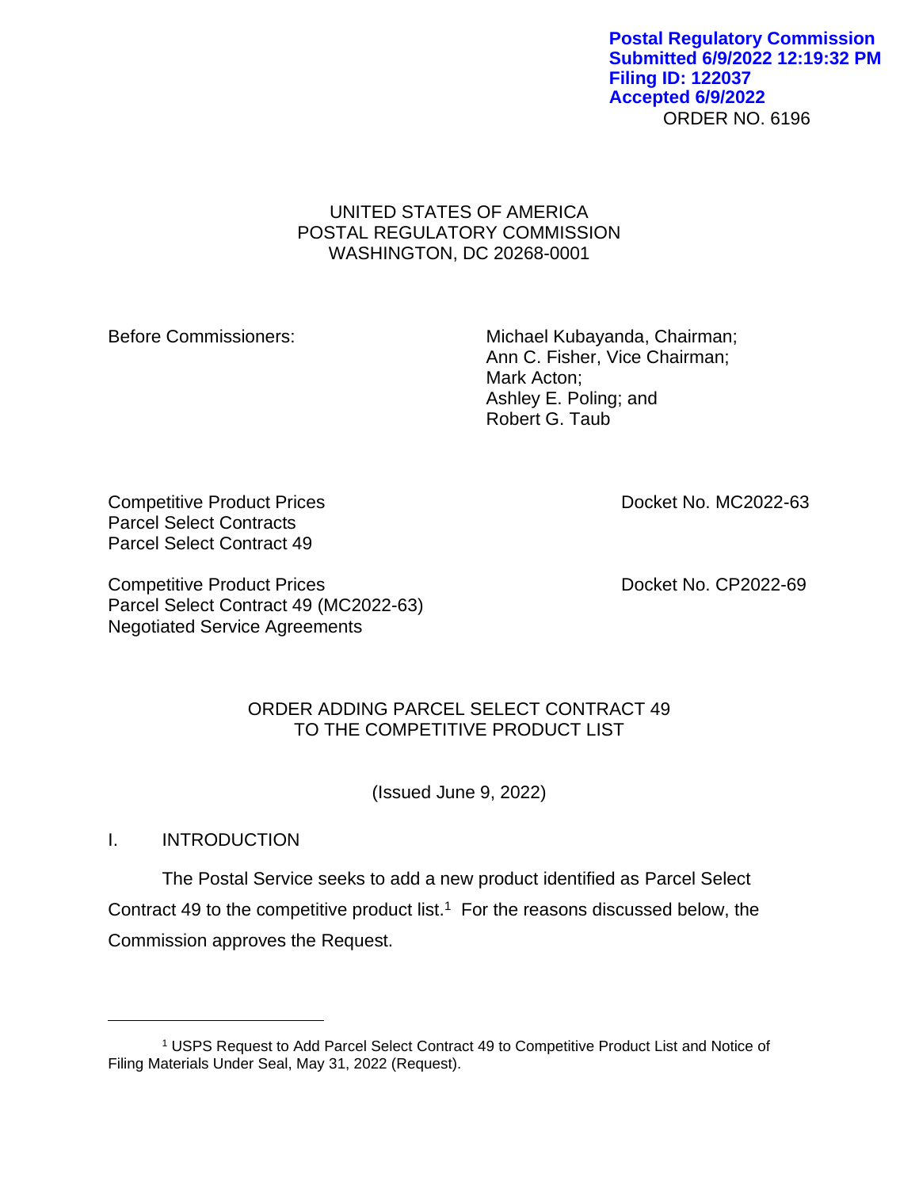**Postal Regulatory Commission**
**Submitted 6/9/2022 12:19:32 PM**
**Filing ID: 122037**
**Accepted 6/9/2022**

ORDER NO. 6196

UNITED STATES OF AMERICA
POSTAL REGULATORY COMMISSION
WASHINGTON, DC 20268-0001

Before Commissioners:

Michael Kubayanda, Chairman;
Ann C. Fisher, Vice Chairman;
Mark Acton;
Ashley E. Poling; and
Robert G. Taub

Competitive Product Prices
Parcel Select Contracts
Parcel Select Contract 49

Docket No. MC2022-63

Competitive Product Prices
Parcel Select Contract 49 (MC2022-63)
Negotiated Service Agreements

Docket No. CP2022-69

ORDER ADDING PARCEL SELECT CONTRACT 49
TO THE COMPETITIVE PRODUCT LIST

(Issued June 9, 2022)

## I. INTRODUCTION

The Postal Service seeks to add a new product identified as Parcel Select Contract 49 to the competitive product list.[1] For the reasons discussed below, the Commission approves the Request.

---

[1] USPS Request to Add Parcel Select Contract 49 to Competitive Product List and Notice of Filing Materials Under Seal, May 31, 2022 (Request).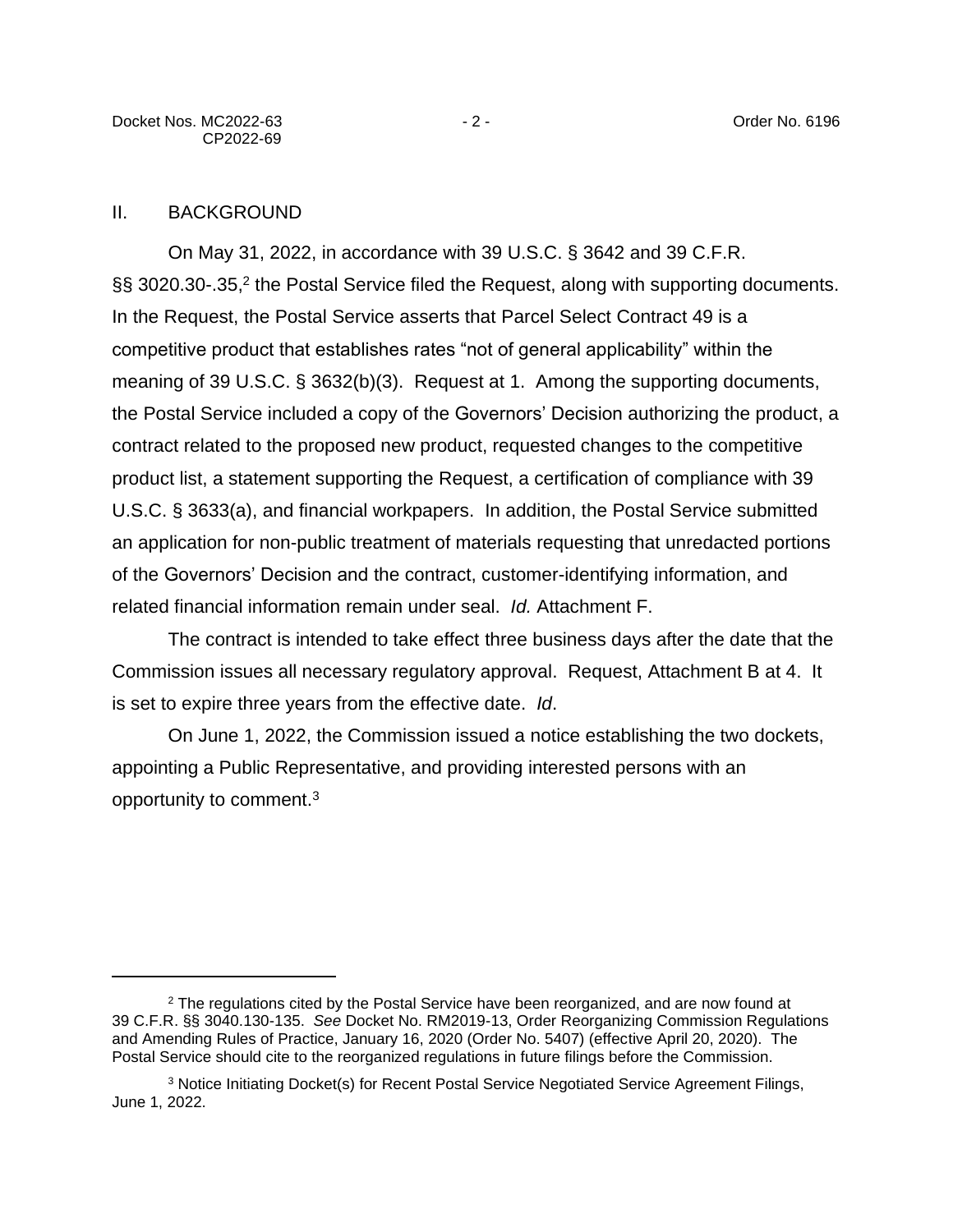## II. BACKGROUND

On May 31, 2022, in accordance with 39 U.S.C. § 3642 and 39 C.F.R. §§ 3020.30-.35,[2] the Postal Service filed the Request, along with supporting documents. In the Request, the Postal Service asserts that Parcel Select Contract 49 is a competitive product that establishes rates "not of general applicability" within the meaning of 39 U.S.C. § 3632(b)(3). Request at 1. Among the supporting documents, the Postal Service included a copy of the Governors' Decision authorizing the product, a contract related to the proposed new product, requested changes to the competitive product list, a statement supporting the Request, a certification of compliance with 39 U.S.C. § 3633(a), and financial workpapers. In addition, the Postal Service submitted an application for non-public treatment of materials requesting that unredacted portions of the Governors' Decision and the contract, customer-identifying information, and related financial information remain under seal. *Id.* Attachment F.

The contract is intended to take effect three business days after the date that the Commission issues all necessary regulatory approval. Request, Attachment B at 4. It is set to expire three years from the effective date. *Id*.

On June 1, 2022, the Commission issued a notice establishing the two dockets, appointing a Public Representative, and providing interested persons with an opportunity to comment.[3]

---

[2] The regulations cited by the Postal Service have been reorganized, and are now found at 39 C.F.R. §§ 3040.130-135. *See* Docket No. RM2019-13, Order Reorganizing Commission Regulations and Amending Rules of Practice, January 16, 2020 (Order No. 5407) (effective April 20, 2020). The Postal Service should cite to the reorganized regulations in future filings before the Commission.

[3] Notice Initiating Docket(s) for Recent Postal Service Negotiated Service Agreement Filings, June 1, 2022.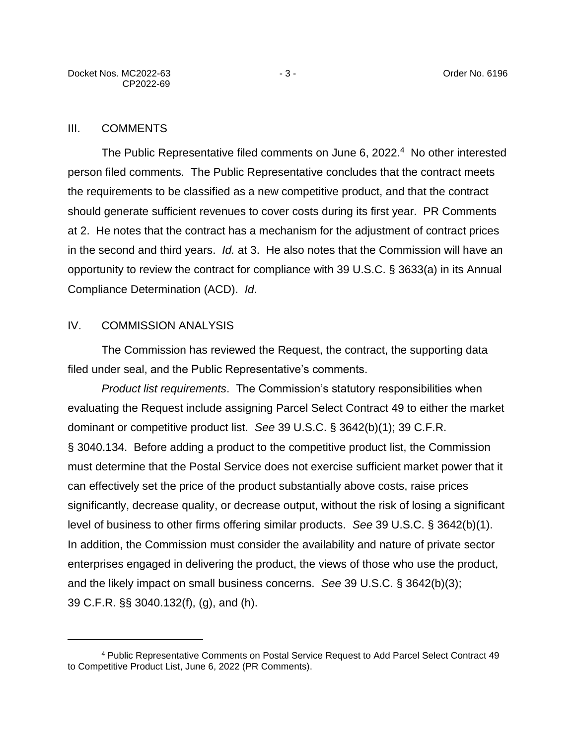## III. COMMENTS

The Public Representative filed comments on June 6, 2022.[4] No other interested person filed comments. The Public Representative concludes that the contract meets the requirements to be classified as a new competitive product, and that the contract should generate sufficient revenues to cover costs during its first year. PR Comments at 2. He notes that the contract has a mechanism for the adjustment of contract prices in the second and third years. *Id.* at 3. He also notes that the Commission will have an opportunity to review the contract for compliance with 39 U.S.C. § 3633(a) in its Annual Compliance Determination (ACD). *Id*.

## IV. COMMISSION ANALYSIS

The Commission has reviewed the Request, the contract, the supporting data filed under seal, and the Public Representative's comments.

*Product list requirements*. The Commission's statutory responsibilities when evaluating the Request include assigning Parcel Select Contract 49 to either the market dominant or competitive product list. *See* 39 U.S.C. § 3642(b)(1); 39 C.F.R. § 3040.134. Before adding a product to the competitive product list, the Commission must determine that the Postal Service does not exercise sufficient market power that it can effectively set the price of the product substantially above costs, raise prices significantly, decrease quality, or decrease output, without the risk of losing a significant level of business to other firms offering similar products. *See* 39 U.S.C. § 3642(b)(1). In addition, the Commission must consider the availability and nature of private sector enterprises engaged in delivering the product, the views of those who use the product, and the likely impact on small business concerns. *See* 39 U.S.C. § 3642(b)(3); 39 C.F.R. §§ 3040.132(f), (g), and (h).

---

[4] Public Representative Comments on Postal Service Request to Add Parcel Select Contract 49 to Competitive Product List, June 6, 2022 (PR Comments).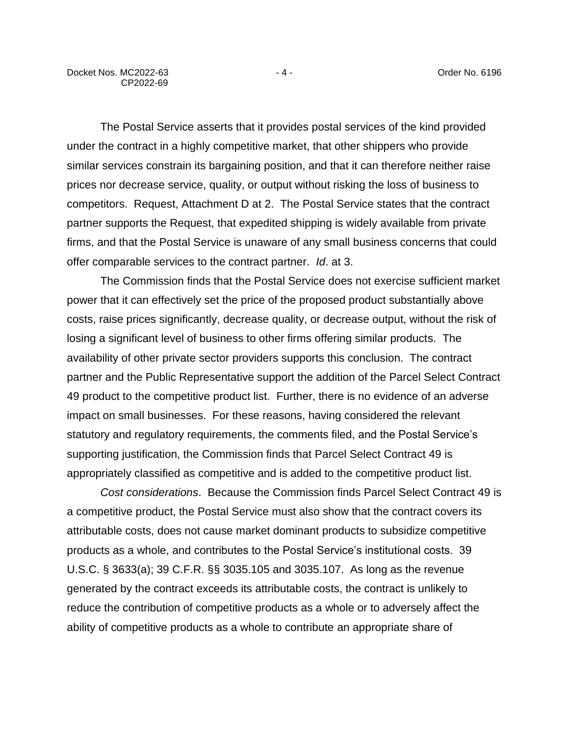The Postal Service asserts that it provides postal services of the kind provided under the contract in a highly competitive market, that other shippers who provide similar services constrain its bargaining position, and that it can therefore neither raise prices nor decrease service, quality, or output without risking the loss of business to competitors. Request, Attachment D at 2. The Postal Service states that the contract partner supports the Request, that expedited shipping is widely available from private firms, and that the Postal Service is unaware of any small business concerns that could offer comparable services to the contract partner. *Id*. at 3.

The Commission finds that the Postal Service does not exercise sufficient market power that it can effectively set the price of the proposed product substantially above costs, raise prices significantly, decrease quality, or decrease output, without the risk of losing a significant level of business to other firms offering similar products. The availability of other private sector providers supports this conclusion. The contract partner and the Public Representative support the addition of the Parcel Select Contract 49 product to the competitive product list. Further, there is no evidence of an adverse impact on small businesses. For these reasons, having considered the relevant statutory and regulatory requirements, the comments filed, and the Postal Service's supporting justification, the Commission finds that Parcel Select Contract 49 is appropriately classified as competitive and is added to the competitive product list.

*Cost considerations*. Because the Commission finds Parcel Select Contract 49 is a competitive product, the Postal Service must also show that the contract covers its attributable costs, does not cause market dominant products to subsidize competitive products as a whole, and contributes to the Postal Service's institutional costs. 39 U.S.C. § 3633(a); 39 C.F.R. §§ 3035.105 and 3035.107. As long as the revenue generated by the contract exceeds its attributable costs, the contract is unlikely to reduce the contribution of competitive products as a whole or to adversely affect the ability of competitive products as a whole to contribute an appropriate share of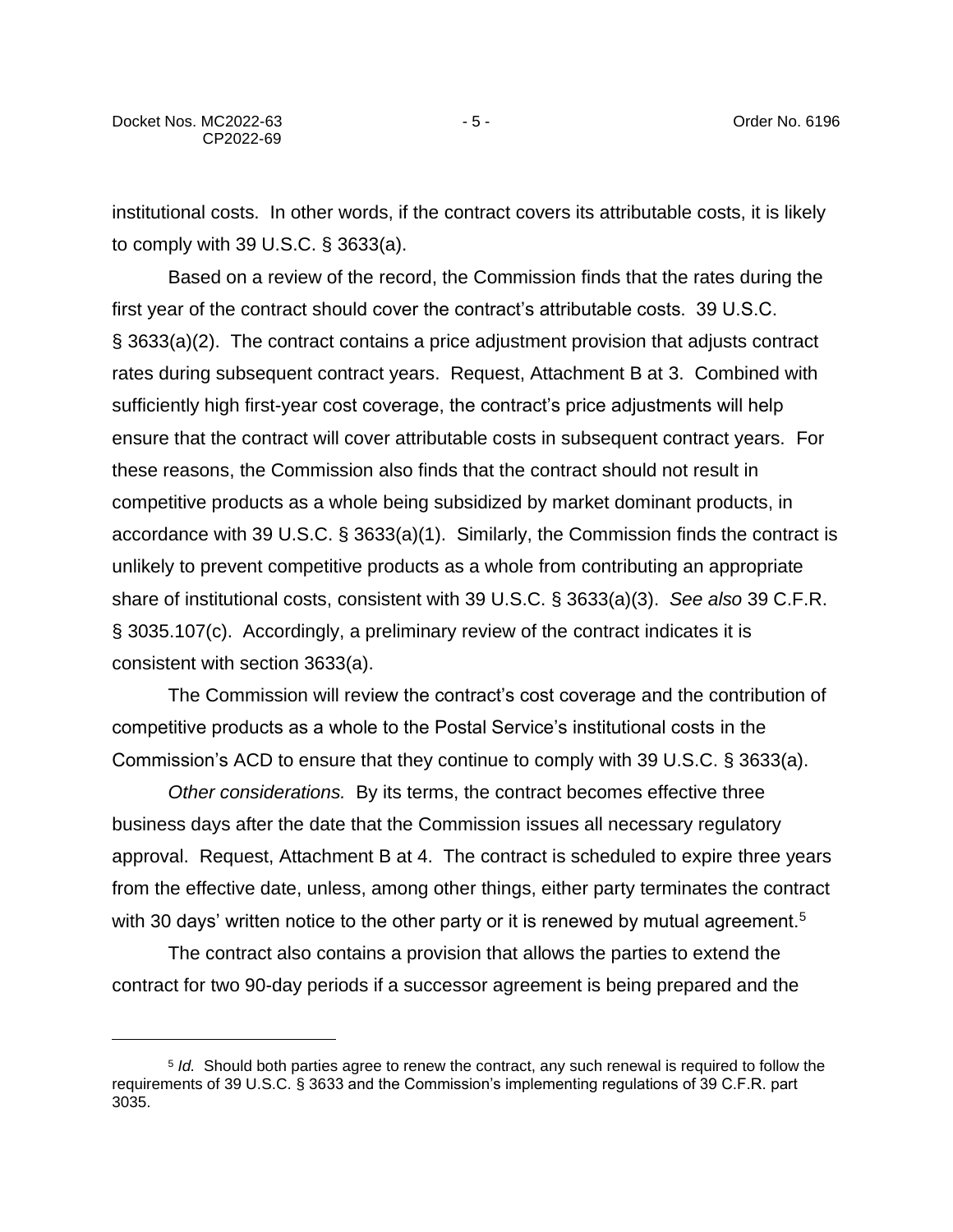institutional costs. In other words, if the contract covers its attributable costs, it is likely to comply with 39 U.S.C. § 3633(a).

Based on a review of the record, the Commission finds that the rates during the first year of the contract should cover the contract's attributable costs. 39 U.S.C. § 3633(a)(2). The contract contains a price adjustment provision that adjusts contract rates during subsequent contract years. Request, Attachment B at 3. Combined with sufficiently high first-year cost coverage, the contract's price adjustments will help ensure that the contract will cover attributable costs in subsequent contract years. For these reasons, the Commission also finds that the contract should not result in competitive products as a whole being subsidized by market dominant products, in accordance with 39 U.S.C. § 3633(a)(1). Similarly, the Commission finds the contract is unlikely to prevent competitive products as a whole from contributing an appropriate share of institutional costs, consistent with 39 U.S.C. § 3633(a)(3). *See also* 39 C.F.R. § 3035.107(c). Accordingly, a preliminary review of the contract indicates it is consistent with section 3633(a).

The Commission will review the contract's cost coverage and the contribution of competitive products as a whole to the Postal Service's institutional costs in the Commission's ACD to ensure that they continue to comply with 39 U.S.C. § 3633(a).

*Other considerations.* By its terms, the contract becomes effective three business days after the date that the Commission issues all necessary regulatory approval. Request, Attachment B at 4. The contract is scheduled to expire three years from the effective date, unless, among other things, either party terminates the contract with 30 days' written notice to the other party or it is renewed by mutual agreement.[5]

The contract also contains a provision that allows the parties to extend the contract for two 90-day periods if a successor agreement is being prepared and the

---

[5] *Id.* Should both parties agree to renew the contract, any such renewal is required to follow the requirements of 39 U.S.C. § 3633 and the Commission's implementing regulations of 39 C.F.R. part 3035.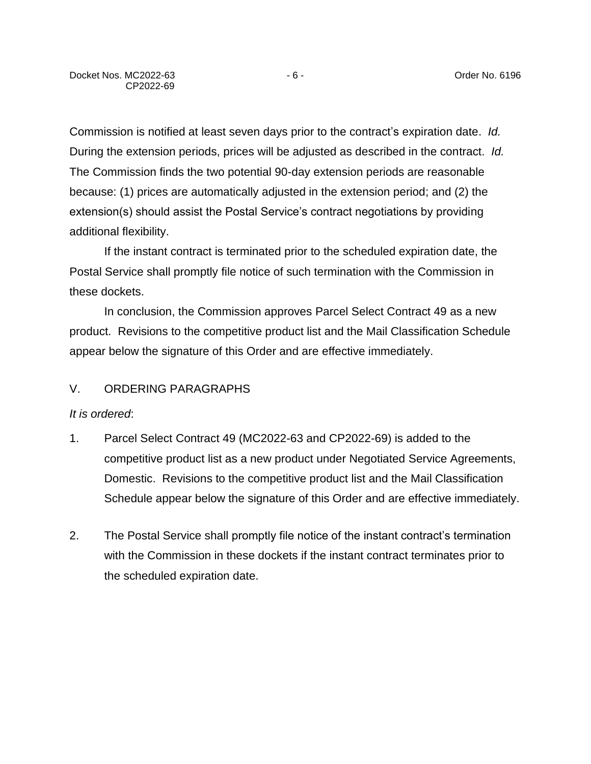Commission is notified at least seven days prior to the contract's expiration date. *Id.* During the extension periods, prices will be adjusted as described in the contract. *Id.* The Commission finds the two potential 90-day extension periods are reasonable because: (1) prices are automatically adjusted in the extension period; and (2) the extension(s) should assist the Postal Service's contract negotiations by providing additional flexibility.

If the instant contract is terminated prior to the scheduled expiration date, the Postal Service shall promptly file notice of such termination with the Commission in these dockets.

In conclusion, the Commission approves Parcel Select Contract 49 as a new product. Revisions to the competitive product list and the Mail Classification Schedule appear below the signature of this Order and are effective immediately.

## V. ORDERING PARAGRAPHS

*It is ordered*:

1. Parcel Select Contract 49 (MC2022-63 and CP2022-69) is added to the competitive product list as a new product under Negotiated Service Agreements, Domestic. Revisions to the competitive product list and the Mail Classification Schedule appear below the signature of this Order and are effective immediately.

2. The Postal Service shall promptly file notice of the instant contract's termination with the Commission in these dockets if the instant contract terminates prior to the scheduled expiration date.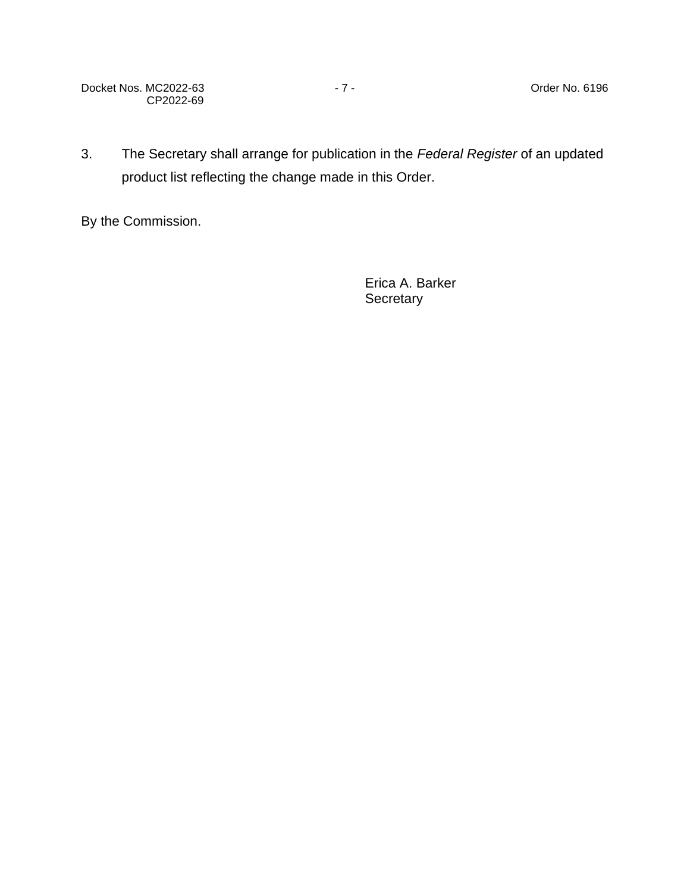3. The Secretary shall arrange for publication in the *Federal Register* of an updated product list reflecting the change made in this Order.

By the Commission.

Erica A. Barker
Secretary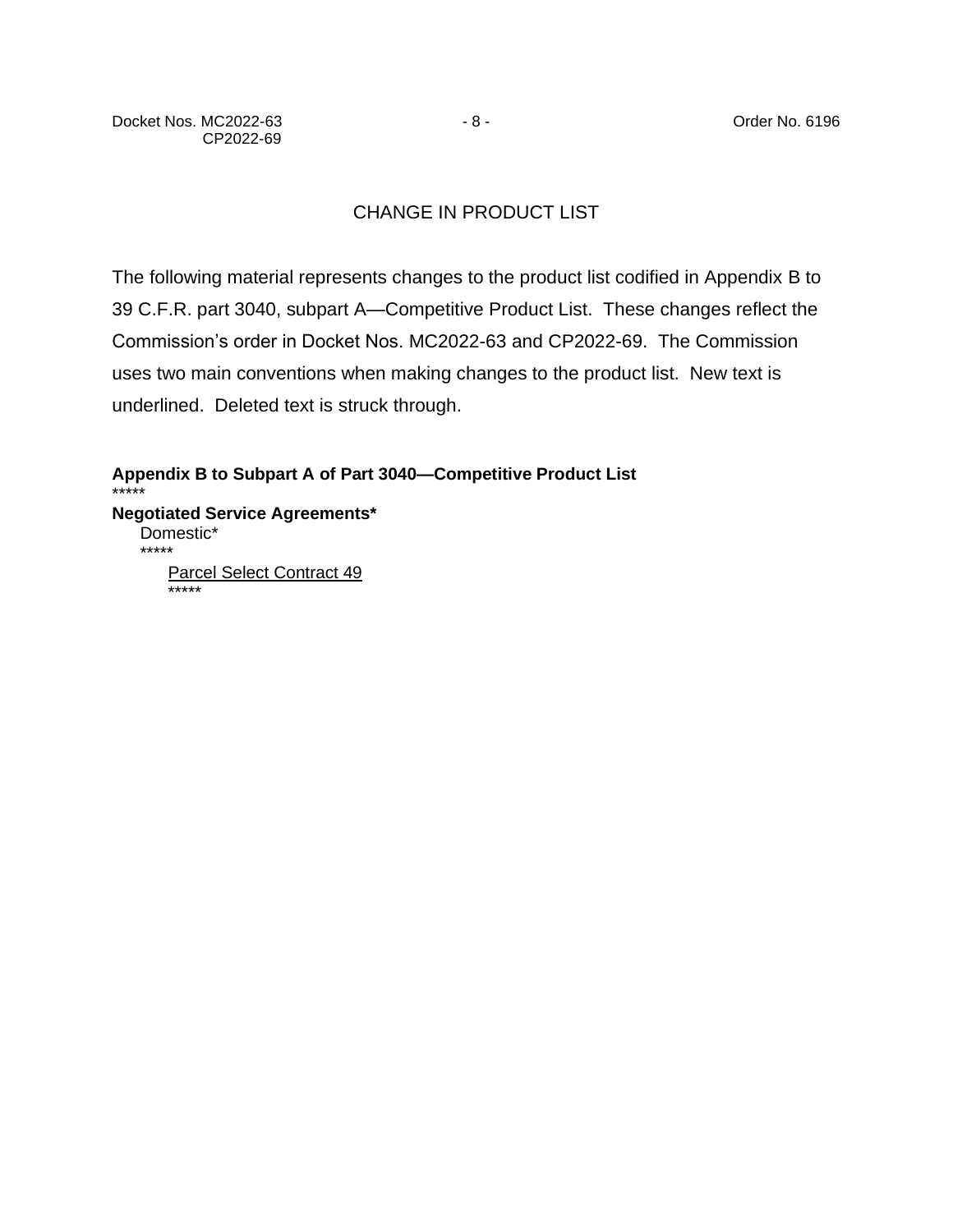## CHANGE IN PRODUCT LIST

The following material represents changes to the product list codified in Appendix B to 39 C.F.R. part 3040, subpart A—Competitive Product List. These changes reflect the Commission's order in Docket Nos. MC2022-63 and CP2022-69. The Commission uses two main conventions when making changes to the product list. New text is underlined. Deleted text is struck through.

**Appendix B to Subpart A of Part 3040—Competitive Product List**

*****

**Negotiated Service Agreements***

Domestic*

*****

<u>Parcel Select Contract 49</u>

*****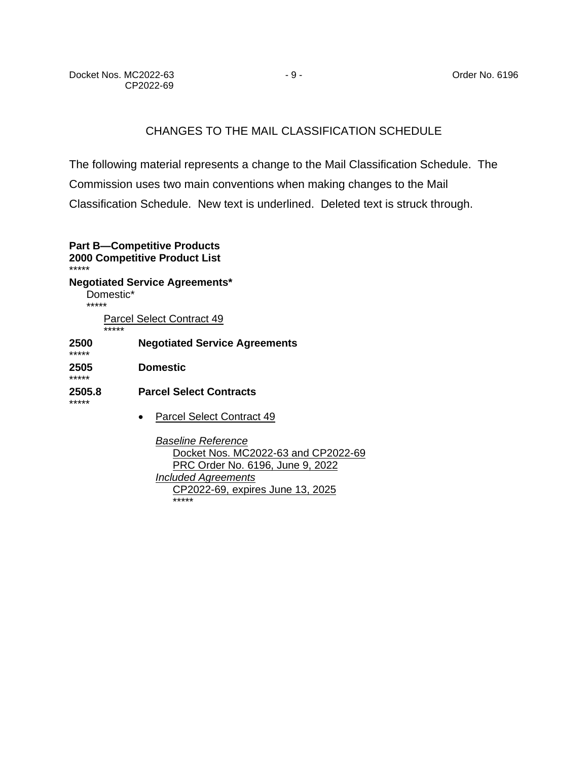## CHANGES TO THE MAIL CLASSIFICATION SCHEDULE

The following material represents a change to the Mail Classification Schedule. The Commission uses two main conventions when making changes to the Mail Classification Schedule. New text is underlined. Deleted text is struck through.

**Part B—Competitive Products**
**2000 Competitive Product List**
*****
**Negotiated Service Agreements***
Domestic*
*****
<u>Parcel Select Contract 49</u>
*****

**2500 Negotiated Service Agreements**
*****
**2505 Domestic**
*****
**2505.8 Parcel Select Contracts**
*****

- <u>Parcel Select Contract 49</u>

<u>*Baseline Reference*</u>
<u>Docket Nos. MC2022-63 and CP2022-69</u>
<u>PRC Order No. 6196, June 9, 2022</u>
<u>*Included Agreements*</u>
<u>CP2022-69, expires June 13, 2025</u>
*****